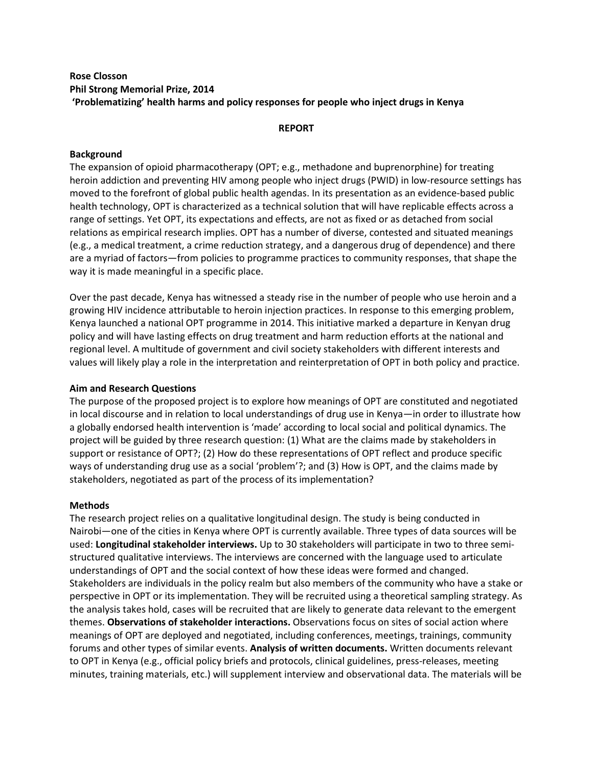**Rose Closson**
**Phil Strong Memorial Prize, 2014**
**'Problematizing' health harms and policy responses for people who inject drugs in Kenya**

## REPORT

### Background

The expansion of opioid pharmacotherapy (OPT; e.g., methadone and buprenorphine) for treating heroin addiction and preventing HIV among people who inject drugs (PWID) in low-resource settings has moved to the forefront of global public health agendas. In its presentation as an evidence-based public health technology, OPT is characterized as a technical solution that will have replicable effects across a range of settings. Yet OPT, its expectations and effects, are not as fixed or as detached from social relations as empirical research implies. OPT has a number of diverse, contested and situated meanings (e.g., a medical treatment, a crime reduction strategy, and a dangerous drug of dependence) and there are a myriad of factors—from policies to programme practices to community responses, that shape the way it is made meaningful in a specific place.

Over the past decade, Kenya has witnessed a steady rise in the number of people who use heroin and a growing HIV incidence attributable to heroin injection practices. In response to this emerging problem, Kenya launched a national OPT programme in 2014. This initiative marked a departure in Kenyan drug policy and will have lasting effects on drug treatment and harm reduction efforts at the national and regional level. A multitude of government and civil society stakeholders with different interests and values will likely play a role in the interpretation and reinterpretation of OPT in both policy and practice.

### Aim and Research Questions

The purpose of the proposed project is to explore how meanings of OPT are constituted and negotiated in local discourse and in relation to local understandings of drug use in Kenya—in order to illustrate how a globally endorsed health intervention is 'made' according to local social and political dynamics. The project will be guided by three research question: (1) What are the claims made by stakeholders in support or resistance of OPT?; (2) How do these representations of OPT reflect and produce specific ways of understanding drug use as a social 'problem'?; and (3) How is OPT, and the claims made by stakeholders, negotiated as part of the process of its implementation?

### Methods

The research project relies on a qualitative longitudinal design. The study is being conducted in Nairobi—one of the cities in Kenya where OPT is currently available. Three types of data sources will be used: **Longitudinal stakeholder interviews.** Up to 30 stakeholders will participate in two to three semi-structured qualitative interviews. The interviews are concerned with the language used to articulate understandings of OPT and the social context of how these ideas were formed and changed. Stakeholders are individuals in the policy realm but also members of the community who have a stake or perspective in OPT or its implementation. They will be recruited using a theoretical sampling strategy. As the analysis takes hold, cases will be recruited that are likely to generate data relevant to the emergent themes. **Observations of stakeholder interactions.** Observations focus on sites of social action where meanings of OPT are deployed and negotiated, including conferences, meetings, trainings, community forums and other types of similar events. **Analysis of written documents.** Written documents relevant to OPT in Kenya (e.g., official policy briefs and protocols, clinical guidelines, press-releases, meeting minutes, training materials, etc.) will supplement interview and observational data. The materials will be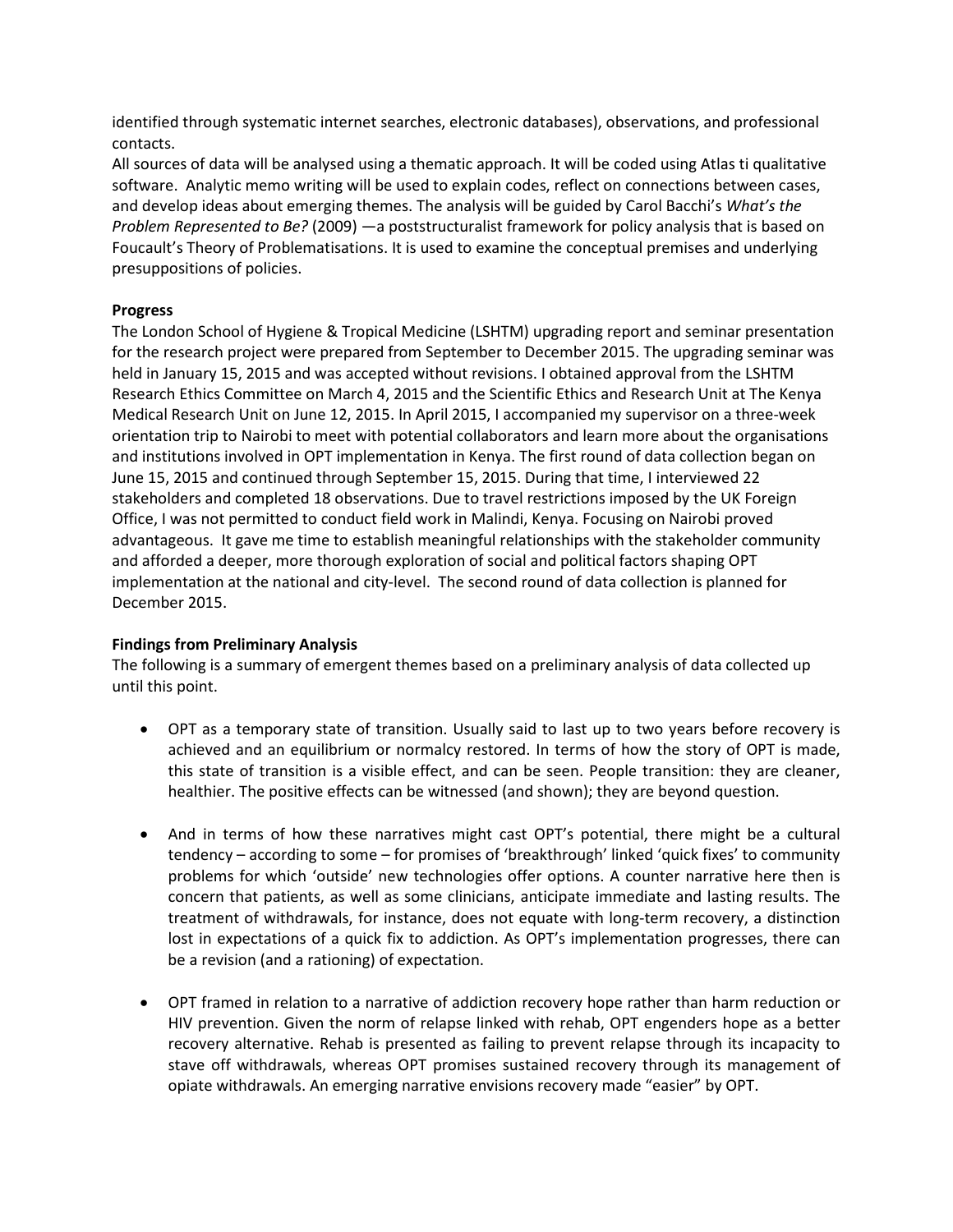identified through systematic internet searches, electronic databases), observations, and professional contacts.

All sources of data will be analysed using a thematic approach. It will be coded using Atlas ti qualitative software. Analytic memo writing will be used to explain codes, reflect on connections between cases, and develop ideas about emerging themes. The analysis will be guided by Carol Bacchi's *What's the Problem Represented to Be?* (2009) —a poststructuralist framework for policy analysis that is based on Foucault's Theory of Problematisations. It is used to examine the conceptual premises and underlying presuppositions of policies.

**Progress**

The London School of Hygiene & Tropical Medicine (LSHTM) upgrading report and seminar presentation for the research project were prepared from September to December 2015. The upgrading seminar was held in January 15, 2015 and was accepted without revisions. I obtained approval from the LSHTM Research Ethics Committee on March 4, 2015 and the Scientific Ethics and Research Unit at The Kenya Medical Research Unit on June 12, 2015. In April 2015, I accompanied my supervisor on a three-week orientation trip to Nairobi to meet with potential collaborators and learn more about the organisations and institutions involved in OPT implementation in Kenya. The first round of data collection began on June 15, 2015 and continued through September 15, 2015. During that time, I interviewed 22 stakeholders and completed 18 observations. Due to travel restrictions imposed by the UK Foreign Office, I was not permitted to conduct field work in Malindi, Kenya. Focusing on Nairobi proved advantageous. It gave me time to establish meaningful relationships with the stakeholder community and afforded a deeper, more thorough exploration of social and political factors shaping OPT implementation at the national and city-level. The second round of data collection is planned for December 2015.

**Findings from Preliminary Analysis**

The following is a summary of emergent themes based on a preliminary analysis of data collected up until this point.

- OPT as a temporary state of transition. Usually said to last up to two years before recovery is achieved and an equilibrium or normalcy restored. In terms of how the story of OPT is made, this state of transition is a visible effect, and can be seen. People transition: they are cleaner, healthier. The positive effects can be witnessed (and shown); they are beyond question.

- And in terms of how these narratives might cast OPT's potential, there might be a cultural tendency – according to some – for promises of 'breakthrough' linked 'quick fixes' to community problems for which 'outside' new technologies offer options. A counter narrative here then is concern that patients, as well as some clinicians, anticipate immediate and lasting results. The treatment of withdrawals, for instance, does not equate with long-term recovery, a distinction lost in expectations of a quick fix to addiction. As OPT's implementation progresses, there can be a revision (and a rationing) of expectation.

- OPT framed in relation to a narrative of addiction recovery hope rather than harm reduction or HIV prevention. Given the norm of relapse linked with rehab, OPT engenders hope as a better recovery alternative. Rehab is presented as failing to prevent relapse through its incapacity to stave off withdrawals, whereas OPT promises sustained recovery through its management of opiate withdrawals. An emerging narrative envisions recovery made "easier" by OPT.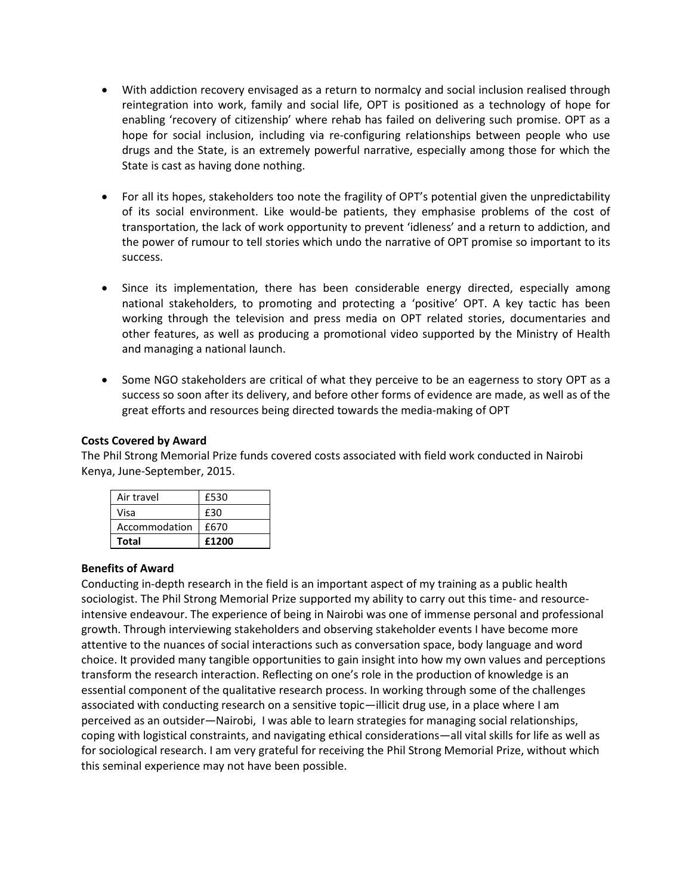- With addiction recovery envisaged as a return to normalcy and social inclusion realised through reintegration into work, family and social life, OPT is positioned as a technology of hope for enabling 'recovery of citizenship' where rehab has failed on delivering such promise. OPT as a hope for social inclusion, including via re-configuring relationships between people who use drugs and the State, is an extremely powerful narrative, especially among those for which the State is cast as having done nothing.

- For all its hopes, stakeholders too note the fragility of OPT's potential given the unpredictability of its social environment. Like would-be patients, they emphasise problems of the cost of transportation, the lack of work opportunity to prevent 'idleness' and a return to addiction, and the power of rumour to tell stories which undo the narrative of OPT promise so important to its success.

- Since its implementation, there has been considerable energy directed, especially among national stakeholders, to promoting and protecting a 'positive' OPT. A key tactic has been working through the television and press media on OPT related stories, documentaries and other features, as well as producing a promotional video supported by the Ministry of Health and managing a national launch.

- Some NGO stakeholders are critical of what they perceive to be an eagerness to story OPT as a success so soon after its delivery, and before other forms of evidence are made, as well as of the great efforts and resources being directed towards the media-making of OPT

**Costs Covered by Award**

The Phil Strong Memorial Prize funds covered costs associated with field work conducted in Nairobi Kenya, June-September, 2015.

| | |
|---|---|
| Air travel | £530 |
| Visa | £30 |
| Accommodation | £670 |
| **Total** | **£1200** |

**Benefits of Award**

Conducting in-depth research in the field is an important aspect of my training as a public health sociologist. The Phil Strong Memorial Prize supported my ability to carry out this time- and resource-intensive endeavour. The experience of being in Nairobi was one of immense personal and professional growth. Through interviewing stakeholders and observing stakeholder events I have become more attentive to the nuances of social interactions such as conversation space, body language and word choice. It provided many tangible opportunities to gain insight into how my own values and perceptions transform the research interaction. Reflecting on one's role in the production of knowledge is an essential component of the qualitative research process. In working through some of the challenges associated with conducting research on a sensitive topic—illicit drug use, in a place where I am perceived as an outsider—Nairobi, I was able to learn strategies for managing social relationships, coping with logistical constraints, and navigating ethical considerations—all vital skills for life as well as for sociological research. I am very grateful for receiving the Phil Strong Memorial Prize, without which this seminal experience may not have been possible.